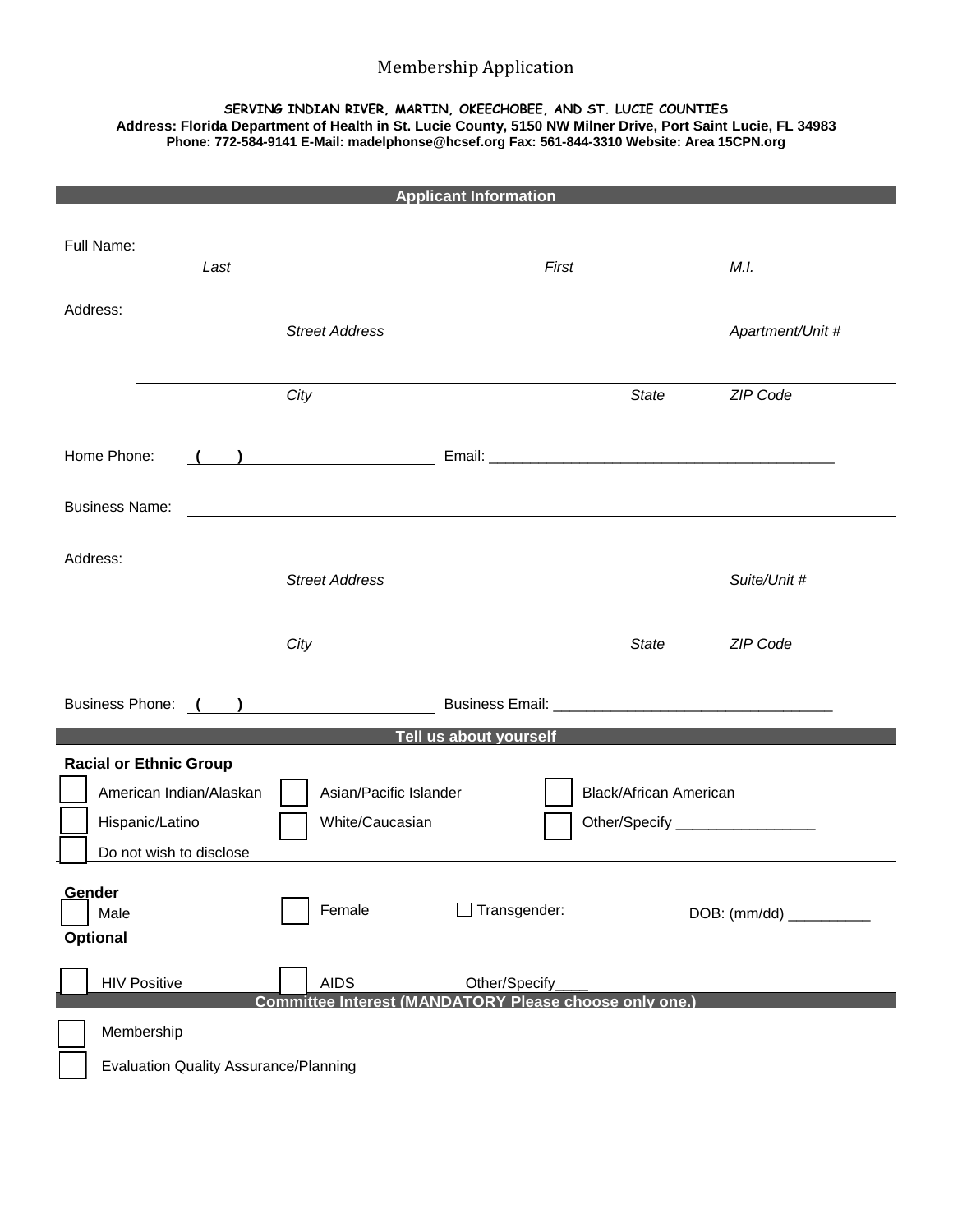# Membership Application

**SERVING INDIAN RIVER, MARTIN, OKEECHOBEE, AND ST. LUCIE COUNTIES**
**Address: Florida Department of Health in St. Lucie County, 5150 NW Milner Drive, Port Saint Lucie, FL 34983**
**Phone: 772-584-9141 E-Mail: madelphonse@hcsef.org Fax: 561-844-3310 Website: Area 15CPN.org**

## Applicant Information

Full Name: ______________________________________________
*Last* *First* *M.I.*

Address: ______________________________________________
*Street Address* *Apartment/Unit #*

______________________________________________
*City* *State* *ZIP Code*

Home Phone: ( ) ____________________ Email: ____________________________________________

Business Name: ______________________________________________

Address: ______________________________________________
*Street Address* *Suite/Unit #*

______________________________________________
*City* *State* *ZIP Code*

Business Phone: ( ) ____________________ Business Email: __________________________________

## Tell us about yourself

**Racial or Ethnic Group**

- ☐ American Indian/Alaskan
- ☐ Asian/Pacific Islander
- ☐ Black/African American
- ☐ Hispanic/Latino
- ☐ White/Caucasian
- ☐ Other/Specify _________________
- ☐ Do not wish to disclose

**Gender**

- ☐ Male
- ☐ Female
- ☐ Transgender:

DOB: (mm/dd) __________

**Optional**

- ☐ HIV Positive
- ☐ AIDS
- Other/Specify____

## Committee Interest (MANDATORY Please choose only one.)

- ☐ Membership
- ☐ Evaluation Quality Assurance/Planning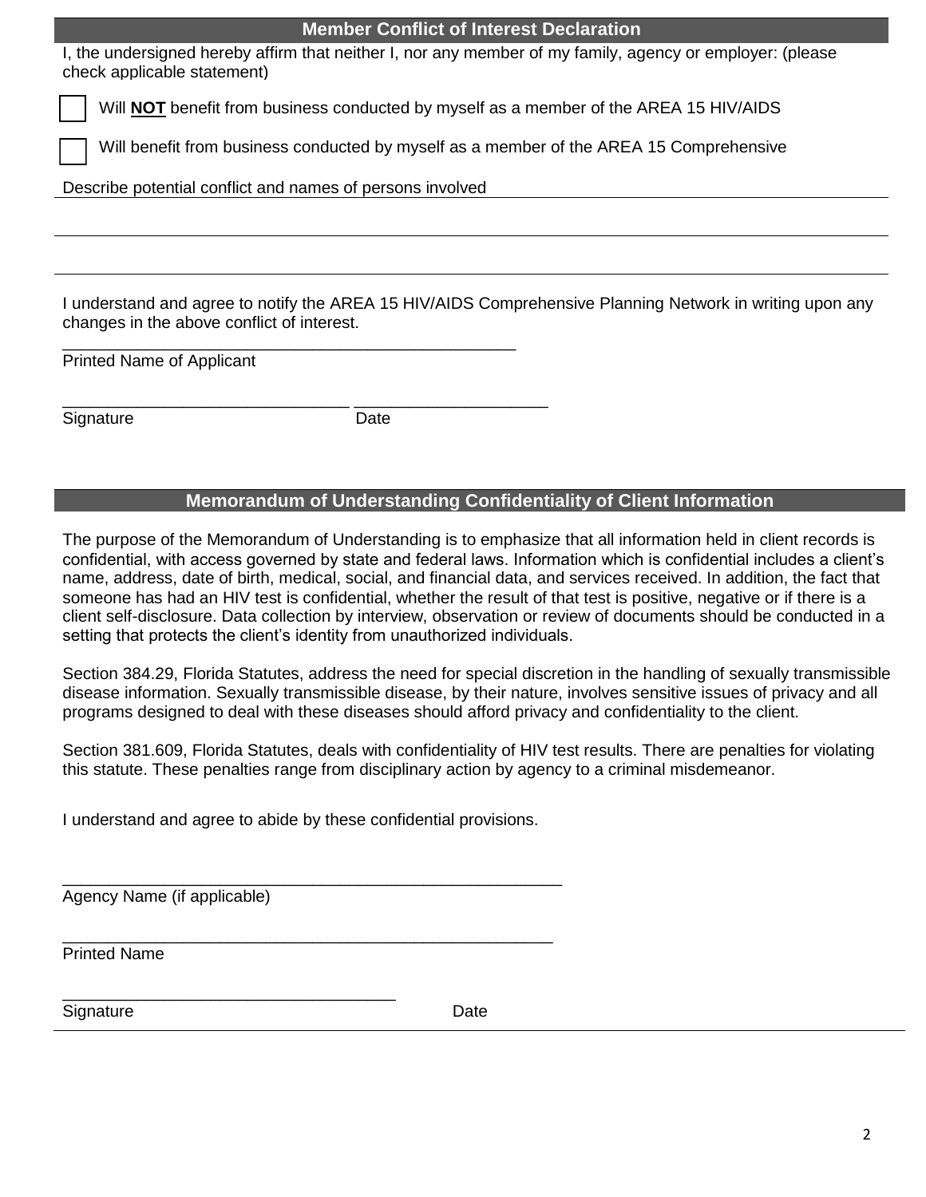## Member Conflict of Interest Declaration

I, the undersigned hereby affirm that neither I, nor any member of my family, agency or employer: (please check applicable statement)

- ☐ Will **NOT** benefit from business conducted by myself as a member of the AREA 15 HIV/AIDS
- ☐ Will benefit from business conducted by myself as a member of the AREA 15 Comprehensive

Describe potential conflict and names of persons involved

______________________________________________________________________________

______________________________________________________________________________

______________________________________________________________________________

I understand and agree to notify the AREA 15 HIV/AIDS Comprehensive Planning Network in writing upon any changes in the above conflict of interest.

_______________________________________________
Printed Name of Applicant

______________________________ ____________________
Signature Date

## Memorandum of Understanding Confidentiality of Client Information

The purpose of the Memorandum of Understanding is to emphasize that all information held in client records is confidential, with access governed by state and federal laws. Information which is confidential includes a client's name, address, date of birth, medical, social, and financial data, and services received. In addition, the fact that someone has had an HIV test is confidential, whether the result of that test is positive, negative or if there is a client self-disclosure. Data collection by interview, observation or review of documents should be conducted in a setting that protects the client's identity from unauthorized individuals.

Section 384.29, Florida Statutes, address the need for special discretion in the handling of sexually transmissible disease information. Sexually transmissible disease, by their nature, involves sensitive issues of privacy and all programs designed to deal with these diseases should afford privacy and confidentiality to the client.

Section 381.609, Florida Statutes, deals with confidentiality of HIV test results. There are penalties for violating this statute. These penalties range from disciplinary action by agency to a criminal misdemeanor.

I understand and agree to abide by these confidential provisions.

____________________________________________________
Agency Name (if applicable)

____________________________________________________
Printed Name

___________________________________
Signature Date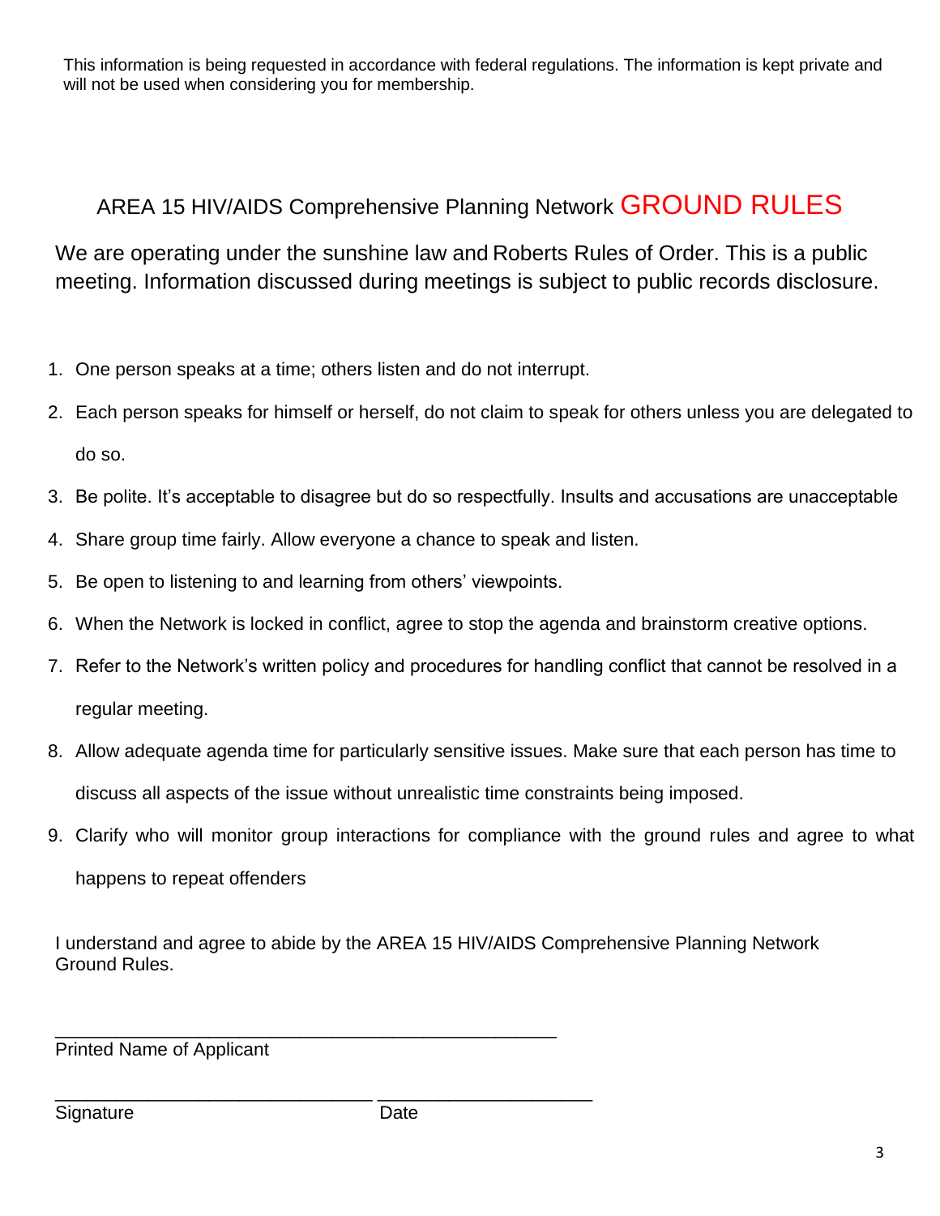This information is being requested in accordance with federal regulations. The information is kept private and will not be used when considering you for membership.

## AREA 15 HIV/AIDS Comprehensive Planning Network GROUND RULES

We are operating under the sunshine law and Roberts Rules of Order. This is a public meeting. Information discussed during meetings is subject to public records disclosure.

1. One person speaks at a time; others listen and do not interrupt.
2. Each person speaks for himself or herself, do not claim to speak for others unless you are delegated to do so.
3. Be polite. It's acceptable to disagree but do so respectfully. Insults and accusations are unacceptable
4. Share group time fairly. Allow everyone a chance to speak and listen.
5. Be open to listening to and learning from others' viewpoints.
6. When the Network is locked in conflict, agree to stop the agenda and brainstorm creative options.
7. Refer to the Network's written policy and procedures for handling conflict that cannot be resolved in a regular meeting.
8. Allow adequate agenda time for particularly sensitive issues. Make sure that each person has time to discuss all aspects of the issue without unrealistic time constraints being imposed.
9. Clarify who will monitor group interactions for compliance with the ground rules and agree to what happens to repeat offenders

I understand and agree to abide by the AREA 15 HIV/AIDS Comprehensive Planning Network Ground Rules.

_________________________________________________
Printed Name of Applicant

_______________________________ _____________________
Signature Date